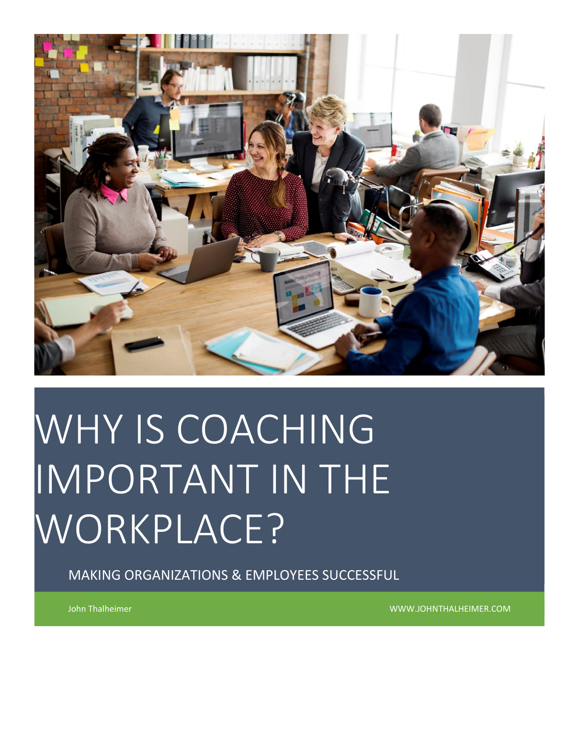# WHY IS COACHING IMPORTANT IN THE WORKPLACE?

MAKING ORGANIZATIONS & EMPLOYEES SUCCESSFUL

John Thalheimer

WWW.JOHNTHALHEIMER.COM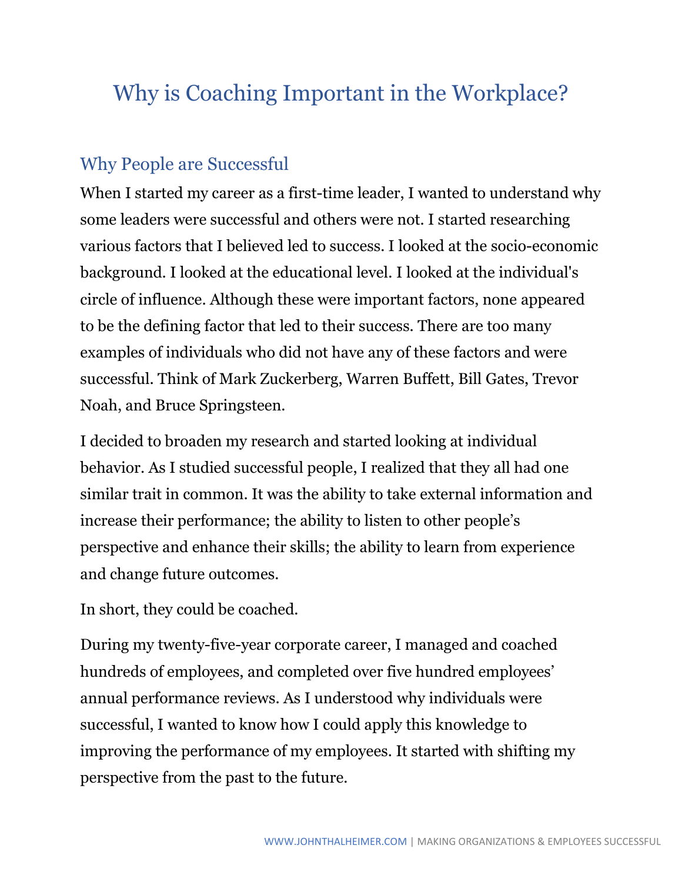# Why is Coaching Important in the Workplace?

## Why People are Successful

When I started my career as a first-time leader, I wanted to understand why some leaders were successful and others were not. I started researching various factors that I believed led to success. I looked at the socio-economic background. I looked at the educational level. I looked at the individual's circle of influence. Although these were important factors, none appeared to be the defining factor that led to their success. There are too many examples of individuals who did not have any of these factors and were successful. Think of Mark Zuckerberg, Warren Buffett, Bill Gates, Trevor Noah, and Bruce Springsteen.

I decided to broaden my research and started looking at individual behavior. As I studied successful people, I realized that they all had one similar trait in common. It was the ability to take external information and increase their performance; the ability to listen to other people's perspective and enhance their skills; the ability to learn from experience and change future outcomes.

In short, they could be coached.

During my twenty-five-year corporate career, I managed and coached hundreds of employees, and completed over five hundred employees' annual performance reviews. As I understood why individuals were successful, I wanted to know how I could apply this knowledge to improving the performance of my employees. It started with shifting my perspective from the past to the future.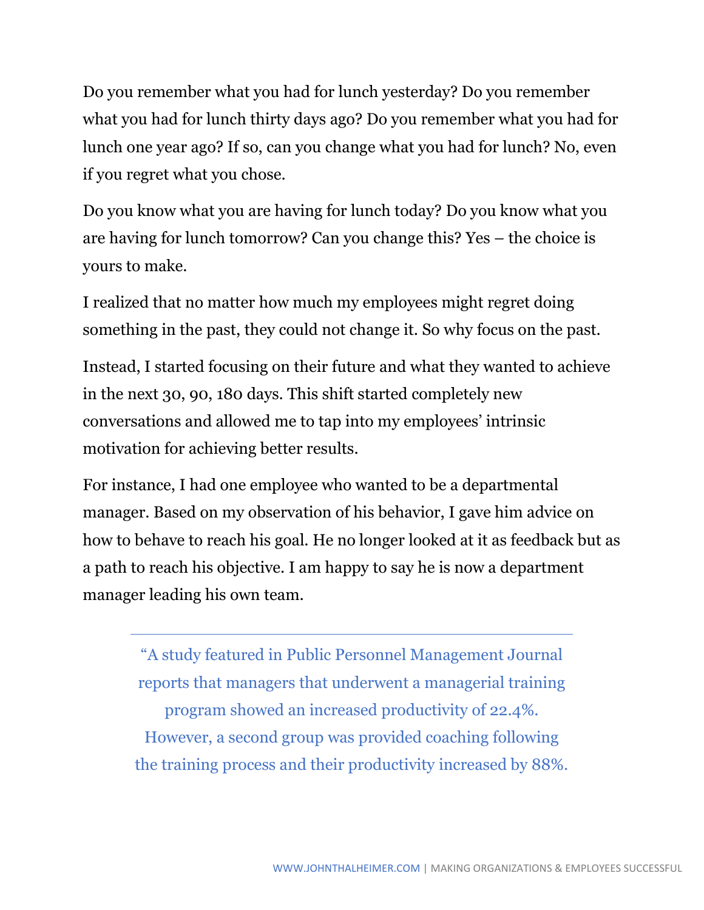Do you remember what you had for lunch yesterday? Do you remember what you had for lunch thirty days ago? Do you remember what you had for lunch one year ago? If so, can you change what you had for lunch? No, even if you regret what you chose.

Do you know what you are having for lunch today? Do you know what you are having for lunch tomorrow? Can you change this? Yes – the choice is yours to make.

I realized that no matter how much my employees might regret doing something in the past, they could not change it. So why focus on the past.

Instead, I started focusing on their future and what they wanted to achieve in the next 30, 90, 180 days. This shift started completely new conversations and allowed me to tap into my employees' intrinsic motivation for achieving better results.

For instance, I had one employee who wanted to be a departmental manager. Based on my observation of his behavior, I gave him advice on how to behave to reach his goal. He no longer looked at it as feedback but as a path to reach his objective. I am happy to say he is now a department manager leading his own team.

---

> "A study featured in Public Personnel Management Journal reports that managers that underwent a managerial training program showed an increased productivity of 22.4%. However, a second group was provided coaching following the training process and their productivity increased by 88%.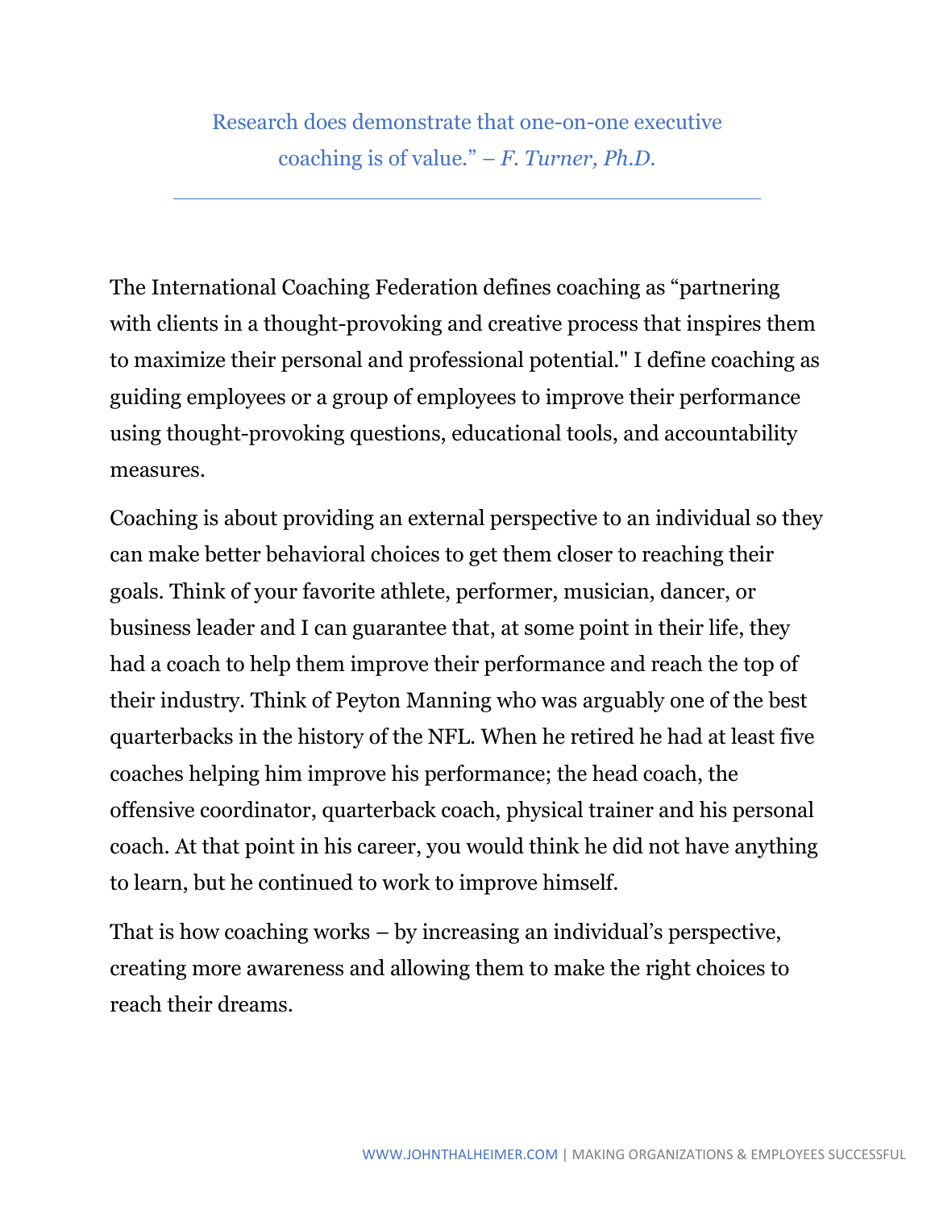Research does demonstrate that one-on-one executive coaching is of value." – *F. Turner, Ph.D.*

---

The International Coaching Federation defines coaching as "partnering with clients in a thought-provoking and creative process that inspires them to maximize their personal and professional potential." I define coaching as guiding employees or a group of employees to improve their performance using thought-provoking questions, educational tools, and accountability measures.

Coaching is about providing an external perspective to an individual so they can make better behavioral choices to get them closer to reaching their goals. Think of your favorite athlete, performer, musician, dancer, or business leader and I can guarantee that, at some point in their life, they had a coach to help them improve their performance and reach the top of their industry. Think of Peyton Manning who was arguably one of the best quarterbacks in the history of the NFL. When he retired he had at least five coaches helping him improve his performance; the head coach, the offensive coordinator, quarterback coach, physical trainer and his personal coach. At that point in his career, you would think he did not have anything to learn, but he continued to work to improve himself.

That is how coaching works – by increasing an individual's perspective, creating more awareness and allowing them to make the right choices to reach their dreams.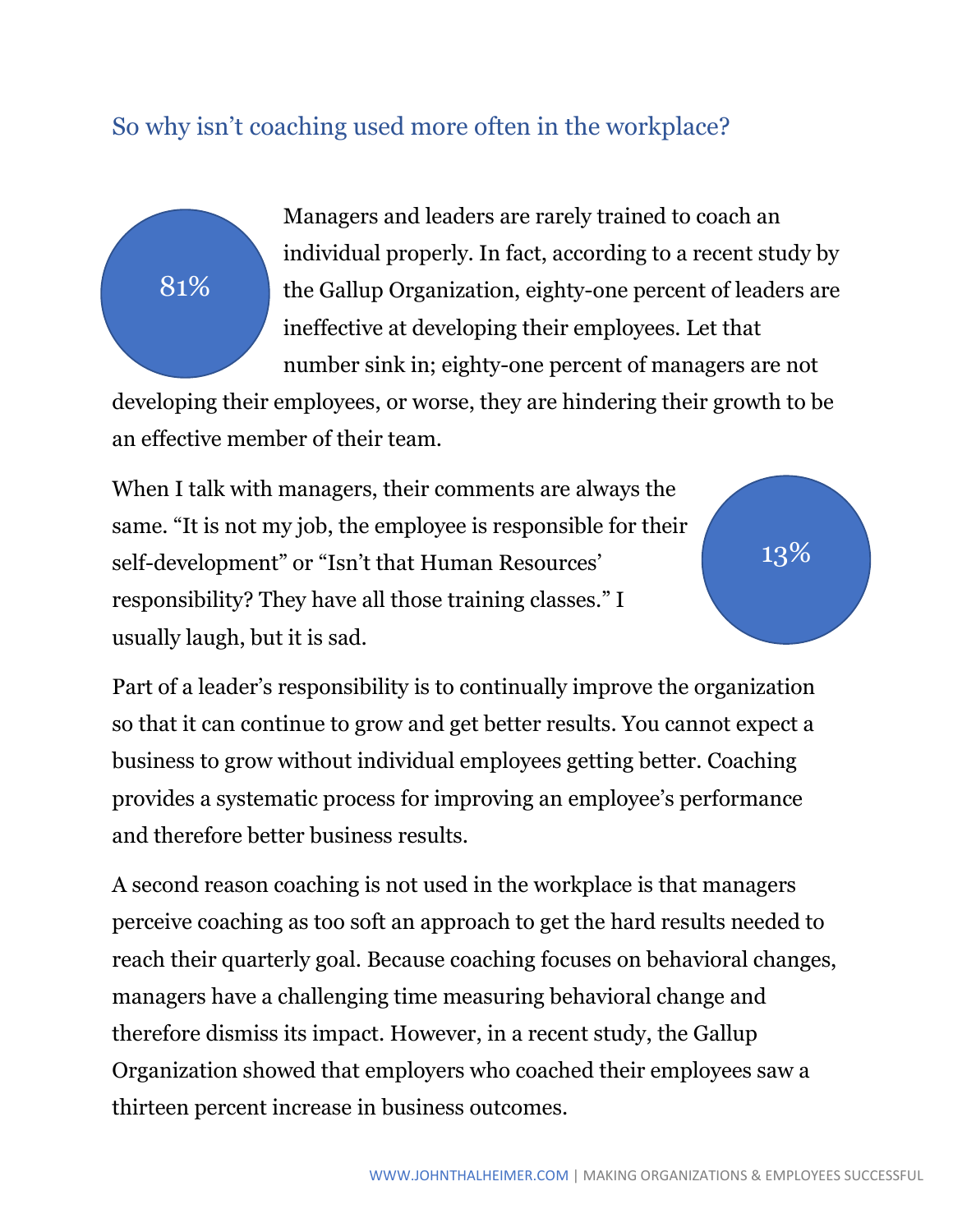## So why isn't coaching used more often in the workplace?

81%

Managers and leaders are rarely trained to coach an individual properly. In fact, according to a recent study by the Gallup Organization, eighty-one percent of leaders are ineffective at developing their employees. Let that number sink in; eighty-one percent of managers are not developing their employees, or worse, they are hindering their growth to be an effective member of their team.

When I talk with managers, their comments are always the same. "It is not my job, the employee is responsible for their self-development" or "Isn't that Human Resources' responsibility? They have all those training classes." I usually laugh, but it is sad.

13%

Part of a leader's responsibility is to continually improve the organization so that it can continue to grow and get better results. You cannot expect a business to grow without individual employees getting better. Coaching provides a systematic process for improving an employee's performance and therefore better business results.

A second reason coaching is not used in the workplace is that managers perceive coaching as too soft an approach to get the hard results needed to reach their quarterly goal. Because coaching focuses on behavioral changes, managers have a challenging time measuring behavioral change and therefore dismiss its impact. However, in a recent study, the Gallup Organization showed that employers who coached their employees saw a thirteen percent increase in business outcomes.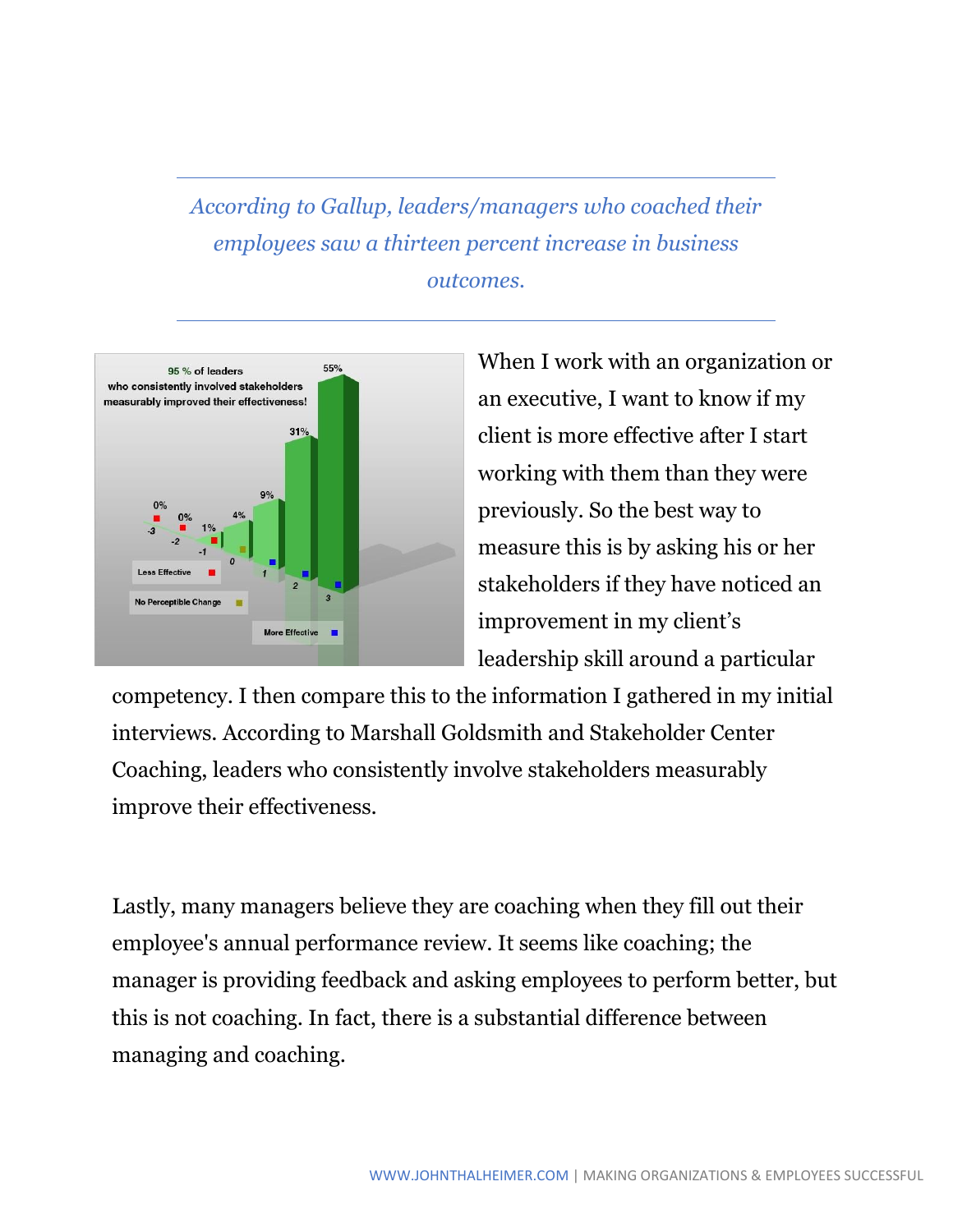*According to Gallup, leaders/managers who coached their employees saw a thirteen percent increase in business outcomes.*

When I work with an organization or an executive, I want to know if my client is more effective after I start working with them than they were previously. So the best way to measure this is by asking his or her stakeholders if they have noticed an improvement in my client's leadership skill around a particular competency. I then compare this to the information I gathered in my initial interviews. According to Marshall Goldsmith and Stakeholder Center Coaching, leaders who consistently involve stakeholders measurably improve their effectiveness.

Lastly, many managers believe they are coaching when they fill out their employee's annual performance review. It seems like coaching; the manager is providing feedback and asking employees to perform better, but this is not coaching. In fact, there is a substantial difference between managing and coaching.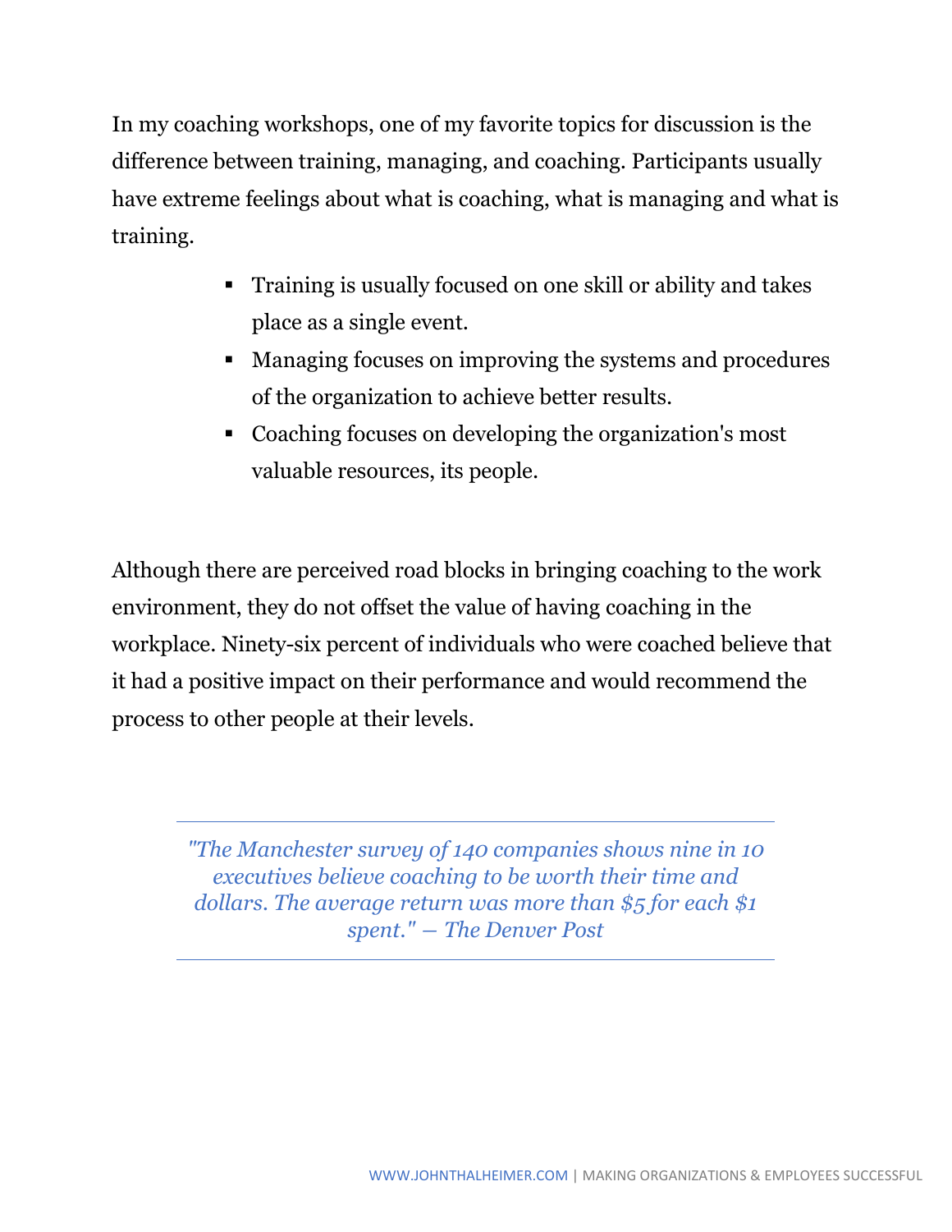In my coaching workshops, one of my favorite topics for discussion is the difference between training, managing, and coaching. Participants usually have extreme feelings about what is coaching, what is managing and what is training.

- Training is usually focused on one skill or ability and takes place as a single event.
- Managing focuses on improving the systems and procedures of the organization to achieve better results.
- Coaching focuses on developing the organization's most valuable resources, its people.

Although there are perceived road blocks in bringing coaching to the work environment, they do not offset the value of having coaching in the workplace. Ninety-six percent of individuals who were coached believe that it had a positive impact on their performance and would recommend the process to other people at their levels.

---

> *"The Manchester survey of 140 companies shows nine in 10 executives believe coaching to be worth their time and dollars. The average return was more than $5 for each $1 spent." – The Denver Post*

---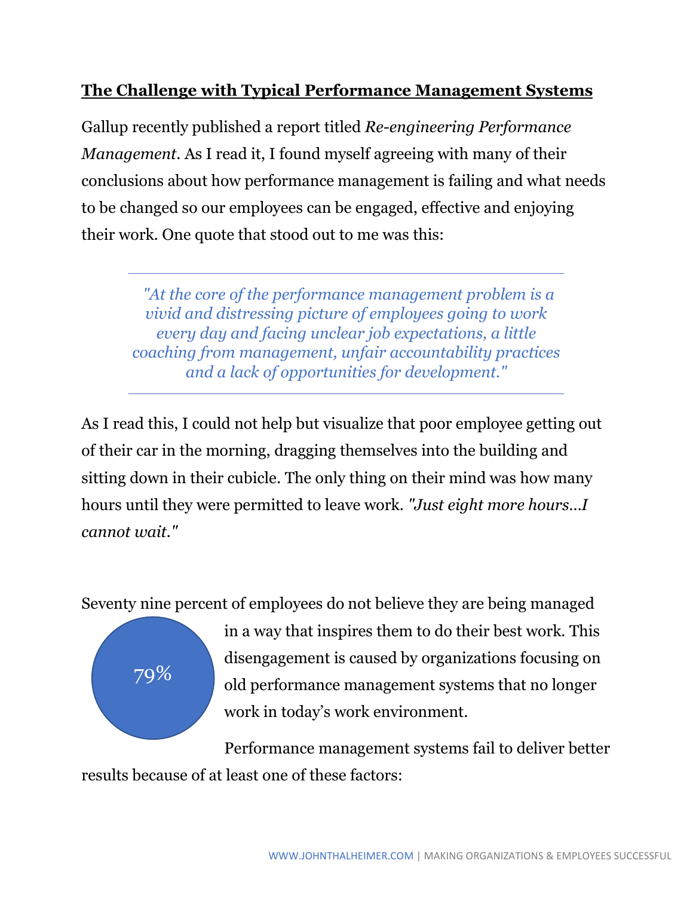## The Challenge with Typical Performance Management Systems

Gallup recently published a report titled *Re-engineering Performance Management*. As I read it, I found myself agreeing with many of their conclusions about how performance management is failing and what needs to be changed so our employees can be engaged, effective and enjoying their work. One quote that stood out to me was this:

> *"At the core of the performance management problem is a vivid and distressing picture of employees going to work every day and facing unclear job expectations, a little coaching from management, unfair accountability practices and a lack of opportunities for development."*

As I read this, I could not help but visualize that poor employee getting out of their car in the morning, dragging themselves into the building and sitting down in their cubicle. The only thing on their mind was how many hours until they were permitted to leave work. *"Just eight more hours…I cannot wait."*

79%

Seventy nine percent of employees do not believe they are being managed in a way that inspires them to do their best work. This disengagement is caused by organizations focusing on old performance management systems that no longer work in today's work environment.

Performance management systems fail to deliver better results because of at least one of these factors: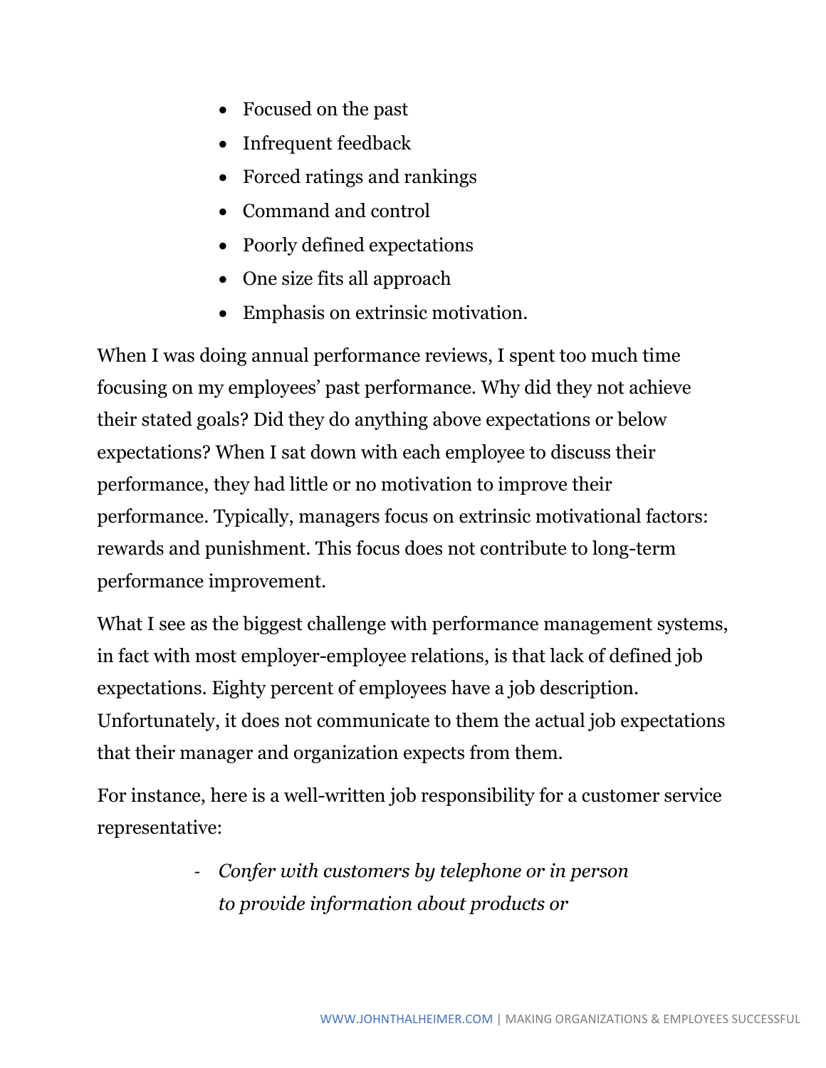- Focused on the past
- Infrequent feedback
- Forced ratings and rankings
- Command and control
- Poorly defined expectations
- One size fits all approach
- Emphasis on extrinsic motivation.

When I was doing annual performance reviews, I spent too much time focusing on my employees' past performance. Why did they not achieve their stated goals? Did they do anything above expectations or below expectations? When I sat down with each employee to discuss their performance, they had little or no motivation to improve their performance. Typically, managers focus on extrinsic motivational factors: rewards and punishment. This focus does not contribute to long-term performance improvement.

What I see as the biggest challenge with performance management systems, in fact with most employer-employee relations, is that lack of defined job expectations. Eighty percent of employees have a job description. Unfortunately, it does not communicate to them the actual job expectations that their manager and organization expects from them.

For instance, here is a well-written job responsibility for a customer service representative:

- *Confer with customers by telephone or in person to provide information about products or*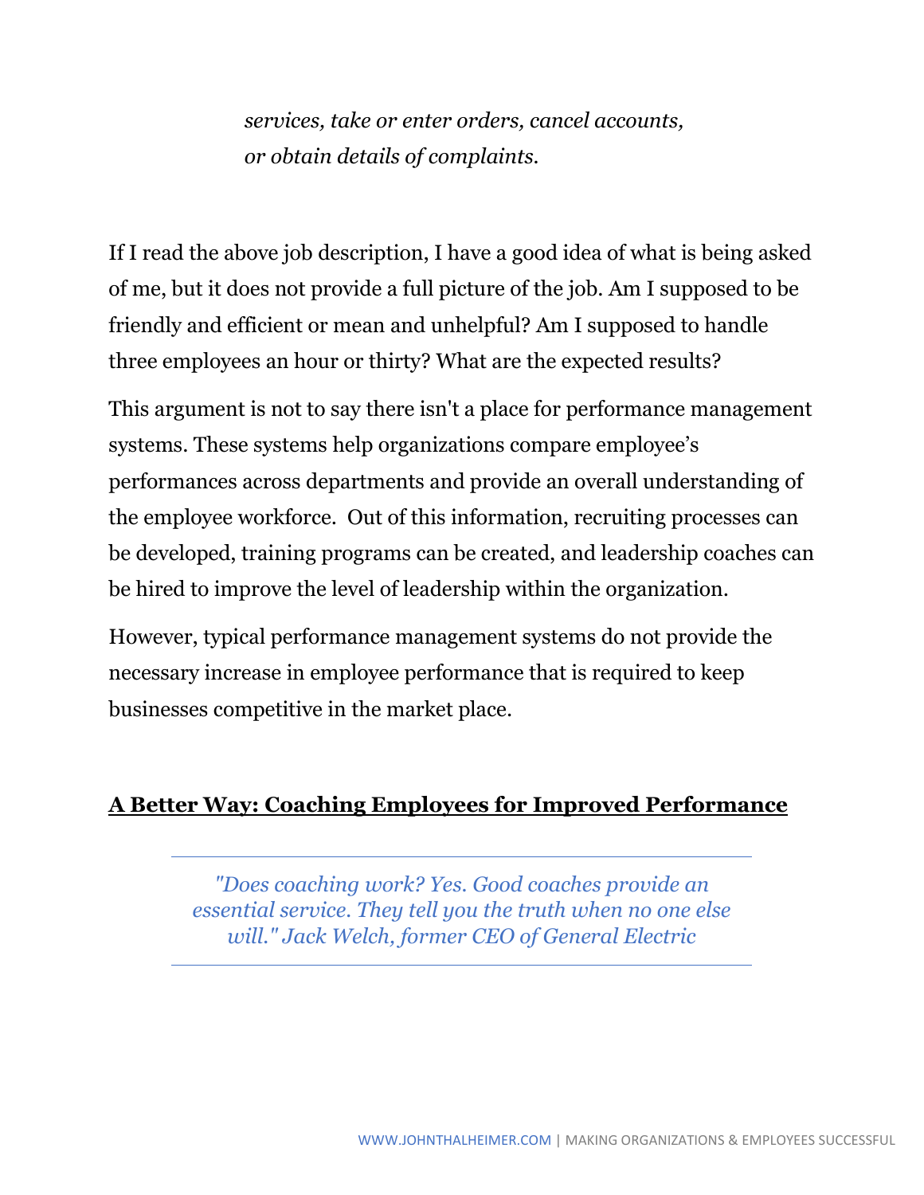*services, take or enter orders, cancel accounts, or obtain details of complaints.*

If I read the above job description, I have a good idea of what is being asked of me, but it does not provide a full picture of the job. Am I supposed to be friendly and efficient or mean and unhelpful? Am I supposed to handle three employees an hour or thirty? What are the expected results?

This argument is not to say there isn't a place for performance management systems. These systems help organizations compare employee's performances across departments and provide an overall understanding of the employee workforce. Out of this information, recruiting processes can be developed, training programs can be created, and leadership coaches can be hired to improve the level of leadership within the organization.

However, typical performance management systems do not provide the necessary increase in employee performance that is required to keep businesses competitive in the market place.

## A Better Way: Coaching Employees for Improved Performance

---

*"Does coaching work? Yes. Good coaches provide an essential service. They tell you the truth when no one else will." Jack Welch, former CEO of General Electric*

---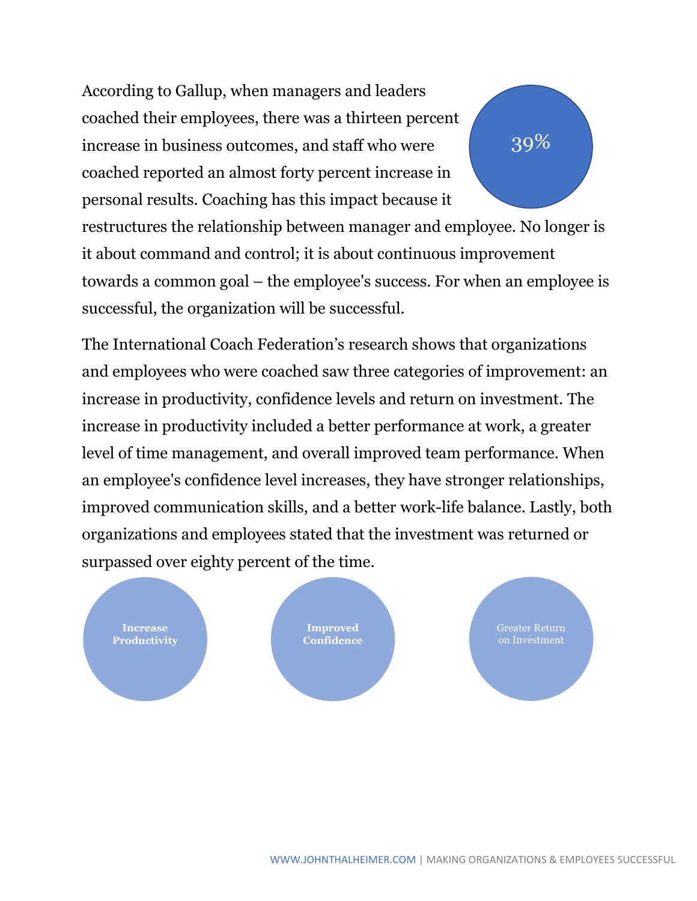According to Gallup, when managers and leaders coached their employees, there was a thirteen percent increase in business outcomes, and staff who were coached reported an almost forty percent increase in personal results. Coaching has this impact because it restructures the relationship between manager and employee. No longer is it about command and control; it is about continuous improvement towards a common goal – the employee's success. For when an employee is successful, the organization will be successful.

39%

The International Coach Federation's research shows that organizations and employees who were coached saw three categories of improvement: an increase in productivity, confidence levels and return on investment. The increase in productivity included a better performance at work, a greater level of time management, and overall improved team performance. When an employee's confidence level increases, they have stronger relationships, improved communication skills, and a better work-life balance. Lastly, both organizations and employees stated that the investment was returned or surpassed over eighty percent of the time.

**Increase Productivity**

**Improved Confidence**

Greater Return on Investment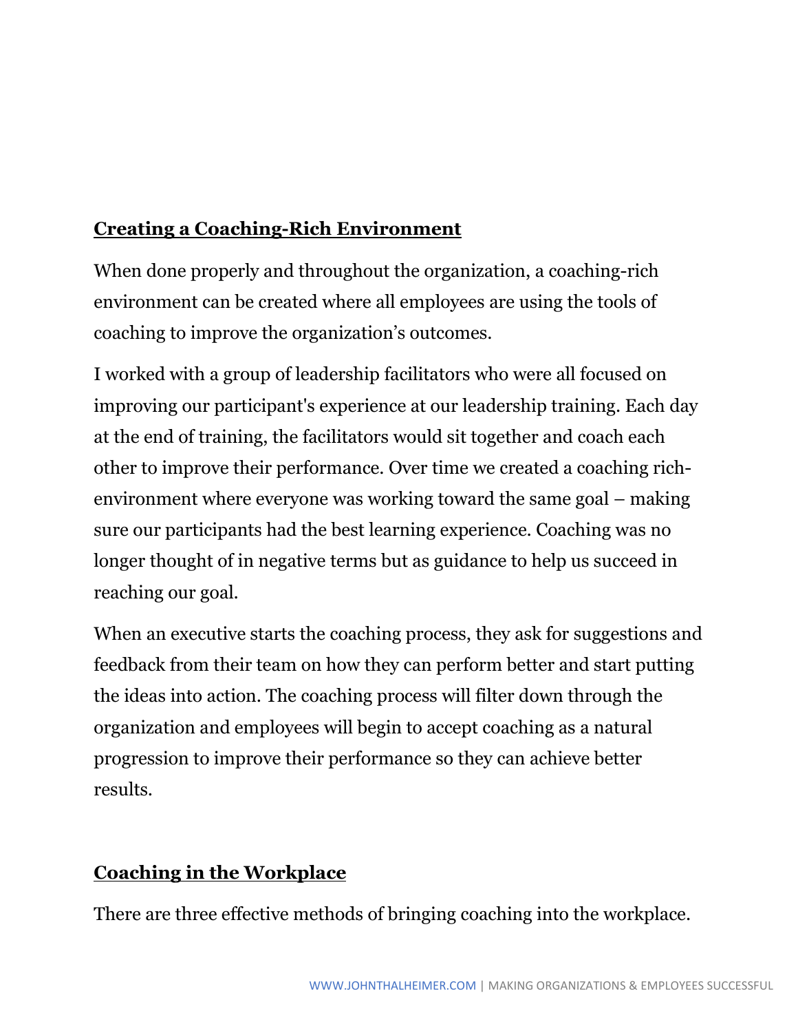## Creating a Coaching-Rich Environment

When done properly and throughout the organization, a coaching-rich environment can be created where all employees are using the tools of coaching to improve the organization's outcomes.

I worked with a group of leadership facilitators who were all focused on improving our participant's experience at our leadership training. Each day at the end of training, the facilitators would sit together and coach each other to improve their performance. Over time we created a coaching rich-environment where everyone was working toward the same goal – making sure our participants had the best learning experience. Coaching was no longer thought of in negative terms but as guidance to help us succeed in reaching our goal.

When an executive starts the coaching process, they ask for suggestions and feedback from their team on how they can perform better and start putting the ideas into action. The coaching process will filter down through the organization and employees will begin to accept coaching as a natural progression to improve their performance so they can achieve better results.

## Coaching in the Workplace

There are three effective methods of bringing coaching into the workplace.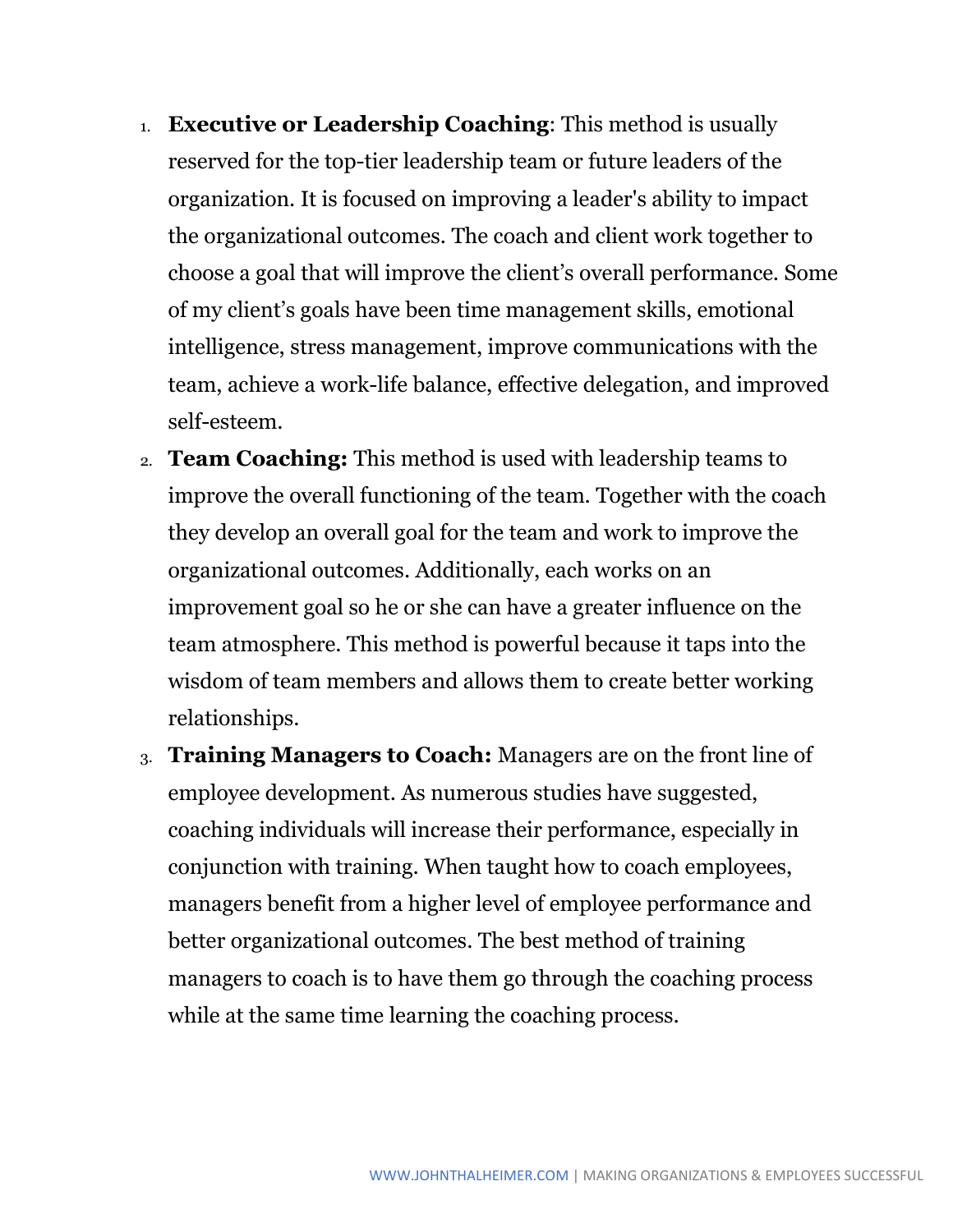1. **Executive or Leadership Coaching**: This method is usually reserved for the top-tier leadership team or future leaders of the organization. It is focused on improving a leader's ability to impact the organizational outcomes. The coach and client work together to choose a goal that will improve the client's overall performance. Some of my client's goals have been time management skills, emotional intelligence, stress management, improve communications with the team, achieve a work-life balance, effective delegation, and improved self-esteem.
2. **Team Coaching:** This method is used with leadership teams to improve the overall functioning of the team. Together with the coach they develop an overall goal for the team and work to improve the organizational outcomes. Additionally, each works on an improvement goal so he or she can have a greater influence on the team atmosphere. This method is powerful because it taps into the wisdom of team members and allows them to create better working relationships.
3. **Training Managers to Coach:** Managers are on the front line of employee development. As numerous studies have suggested, coaching individuals will increase their performance, especially in conjunction with training. When taught how to coach employees, managers benefit from a higher level of employee performance and better organizational outcomes. The best method of training managers to coach is to have them go through the coaching process while at the same time learning the coaching process.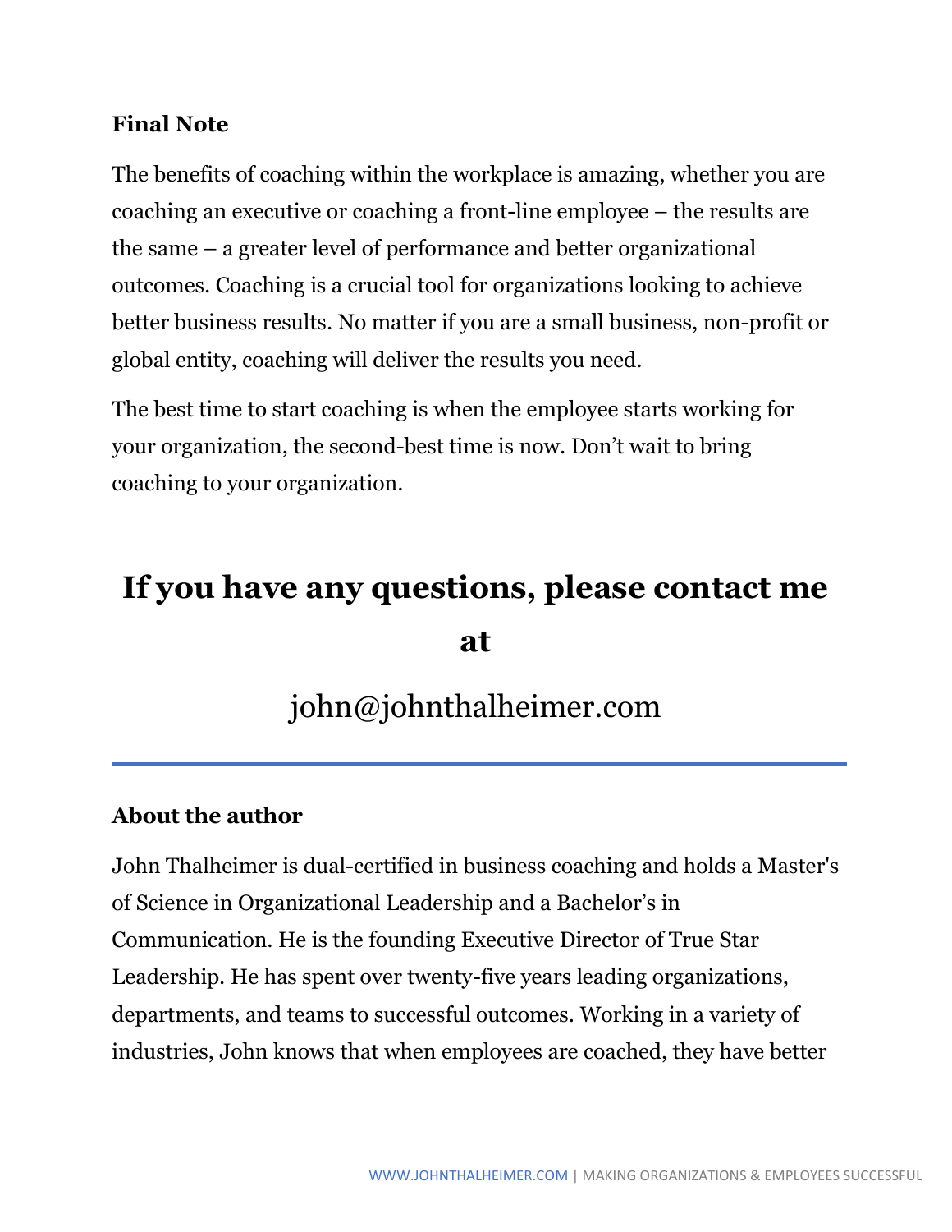**Final Note**

The benefits of coaching within the workplace is amazing, whether you are coaching an executive or coaching a front-line employee – the results are the same – a greater level of performance and better organizational outcomes. Coaching is a crucial tool for organizations looking to achieve better business results. No matter if you are a small business, non-profit or global entity, coaching will deliver the results you need.

The best time to start coaching is when the employee starts working for your organization, the second-best time is now. Don't wait to bring coaching to your organization.

# If you have any questions, please contact me at

john@johnthalheimer.com

---

**About the author**

John Thalheimer is dual-certified in business coaching and holds a Master's of Science in Organizational Leadership and a Bachelor's in Communication. He is the founding Executive Director of True Star Leadership. He has spent over twenty-five years leading organizations, departments, and teams to successful outcomes. Working in a variety of industries, John knows that when employees are coached, they have better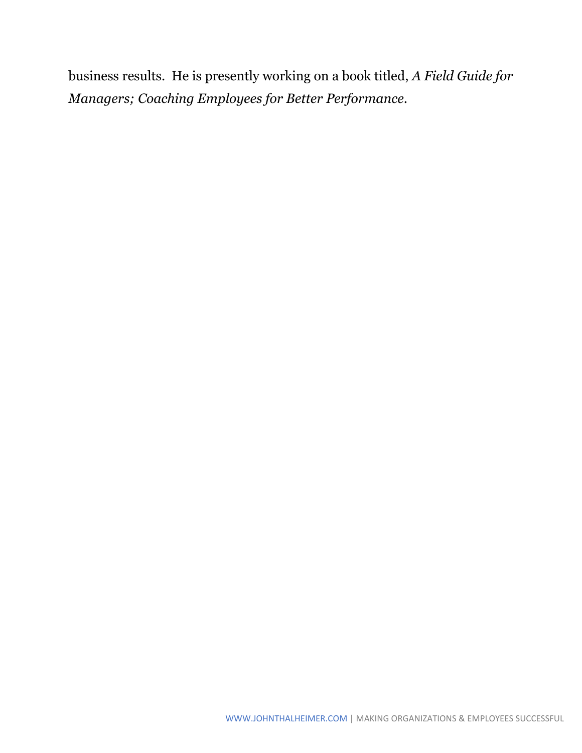business results. He is presently working on a book titled, *A Field Guide for Managers; Coaching Employees for Better Performance.*